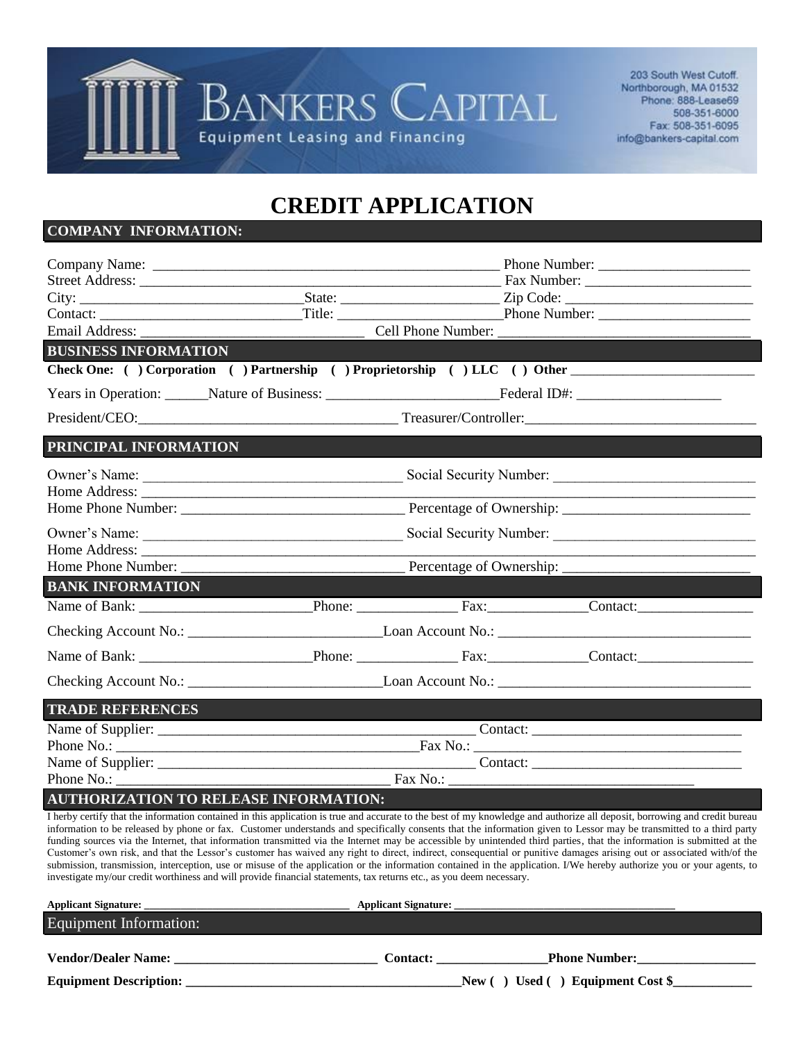# BANKERS CAPITAL

Equipment Leasing and Financing

203 South West Cutoff.
Northborough, MA 01532
Phone: 888-Lease69
508-351-6000
Fax: 508-351-6095
info@bankers-capital.com

# CREDIT APPLICATION

## COMPANY INFORMATION:

Company Name: ______________________________ Phone Number: ____________________
Street Address: ______________________________ Fax Number: ____________________
City: ____________________ State: ____________________ Zip Code: ____________________
Contact: ____________________ Title: ____________________ Phone Number: ____________________
Email Address: ____________________ Cell Phone Number: ____________________

## BUSINESS INFORMATION

**Check One: ( ) Corporation ( ) Partnership ( ) Proprietorship ( ) LLC ( ) Other ____________________**

Years in Operation: ______ Nature of Business: ____________________ Federal ID#: ____________________

President/CEO: ____________________ Treasurer/Controller: ____________________

## PRINCIPAL INFORMATION

Owner's Name: ____________________ Social Security Number: ____________________
Home Address: ______________________________
Home Phone Number: ____________________ Percentage of Ownership: ____________________

Owner's Name: ____________________ Social Security Number: ____________________
Home Address: ______________________________
Home Phone Number: ____________________ Percentage of Ownership: ____________________

## BANK INFORMATION

Name of Bank: ____________________ Phone: ______________ Fax: ______________ Contact: ______________

Checking Account No.: ____________________ Loan Account No.: ____________________

Name of Bank: ____________________ Phone: ______________ Fax: ______________ Contact: ______________

Checking Account No.: ____________________ Loan Account No.: ____________________

## TRADE REFERENCES

Name of Supplier: ____________________ Contact: ____________________
Phone No.: ____________________ Fax No.: ____________________
Name of Supplier: ____________________ Contact: ____________________
Phone No.: ____________________ Fax No.: ____________________

## AUTHORIZATION TO RELEASE INFORMATION:

I herby certify that the information contained in this application is true and accurate to the best of my knowledge and authorize all deposit, borrowing and credit bureau information to be released by phone or fax. Customer understands and specifically consents that the information given to Lessor may be transmitted to a third party funding sources via the Internet, that information transmitted via the Internet may be accessible by unintended third parties, that the information is submitted at the Customer's own risk, and that the Lessor's customer has waived any right to direct, indirect, consequential or punitive damages arising out or associated with/of the submission, transmission, interception, use or misuse of the application or the information contained in the application. I/We hereby authorize you or your agents, to investigate my/our credit worthiness and will provide financial statements, tax returns etc., as you deem necessary.

**Applicant Signature:** ____________________ **Applicant Signature:** ____________________

## Equipment Information:

**Vendor/Dealer Name:** ____________________ **Contact:** ______________ **Phone Number:** ______________

**Equipment Description:** ____________________ **New ( ) Used ( ) Equipment Cost $** ____________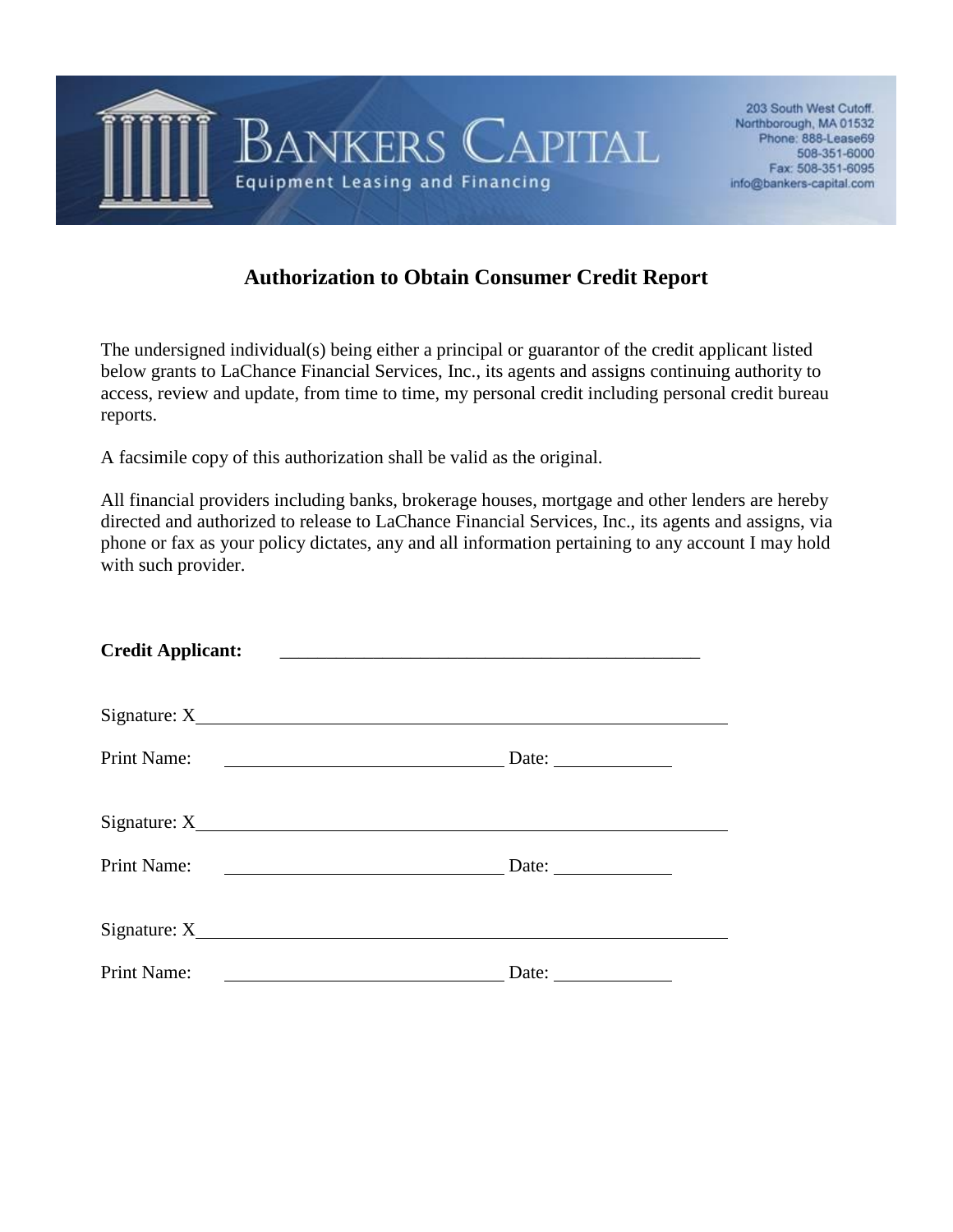BANKERS CAPITAL
Equipment Leasing and Financing

203 South West Cutoff.
Northborough, MA 01532
Phone: 888-Lease69
508-351-6000
Fax: 508-351-6095
info@bankers-capital.com

## Authorization to Obtain Consumer Credit Report

The undersigned individual(s) being either a principal or guarantor of the credit applicant listed below grants to LaChance Financial Services, Inc., its agents and assigns continuing authority to access, review and update, from time to time, my personal credit including personal credit bureau reports.

A facsimile copy of this authorization shall be valid as the original.

All financial providers including banks, brokerage houses, mortgage and other lenders are hereby directed and authorized to release to LaChance Financial Services, Inc., its agents and assigns, via phone or fax as your policy dictates, any and all information pertaining to any account I may hold with such provider.

**Credit Applicant:** ______________________________________________

Signature: X____________________________________________________

Print Name: ______________________________ Date: ____________

Signature: X____________________________________________________

Print Name: ______________________________ Date: ____________

Signature: X____________________________________________________

Print Name: ______________________________ Date: ____________